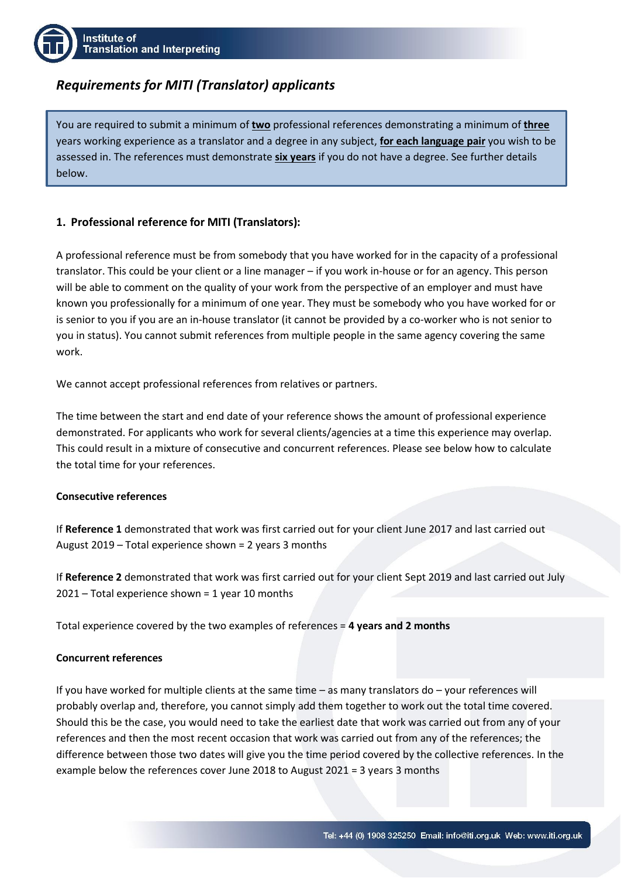# *Requirements for MITI (Translator) applicants*

You are required to submit a minimum of **two** professional references demonstrating a minimum of **three** years working experience as a translator and a degree in any subject, **for each language pair** you wish to be assessed in. The references must demonstrate **six years** if you do not have a degree. See further details below.

## 1. Professional reference for MITI (Translators):

A professional reference must be from somebody that you have worked for in the capacity of a professional translator. This could be your client or a line manager – if you work in-house or for an agency. This person will be able to comment on the quality of your work from the perspective of an employer and must have known you professionally for a minimum of one year. They must be somebody who you have worked for or is senior to you if you are an in-house translator (it cannot be provided by a co-worker who is not senior to you in status). You cannot submit references from multiple people in the same agency covering the same work.

We cannot accept professional references from relatives or partners.

The time between the start and end date of your reference shows the amount of professional experience demonstrated. For applicants who work for several clients/agencies at a time this experience may overlap. This could result in a mixture of consecutive and concurrent references. Please see below how to calculate the total time for your references.

**Consecutive references**

If **Reference 1** demonstrated that work was first carried out for your client June 2017 and last carried out August 2019 – Total experience shown = 2 years 3 months

If **Reference 2** demonstrated that work was first carried out for your client Sept 2019 and last carried out July 2021 – Total experience shown = 1 year 10 months

Total experience covered by the two examples of references = **4 years and 2 months**

**Concurrent references**

If you have worked for multiple clients at the same time – as many translators do – your references will probably overlap and, therefore, you cannot simply add them together to work out the total time covered. Should this be the case, you would need to take the earliest date that work was carried out from any of your references and then the most recent occasion that work was carried out from any of the references; the difference between those two dates will give you the time period covered by the collective references. In the example below the references cover June 2018 to August 2021 = 3 years 3 months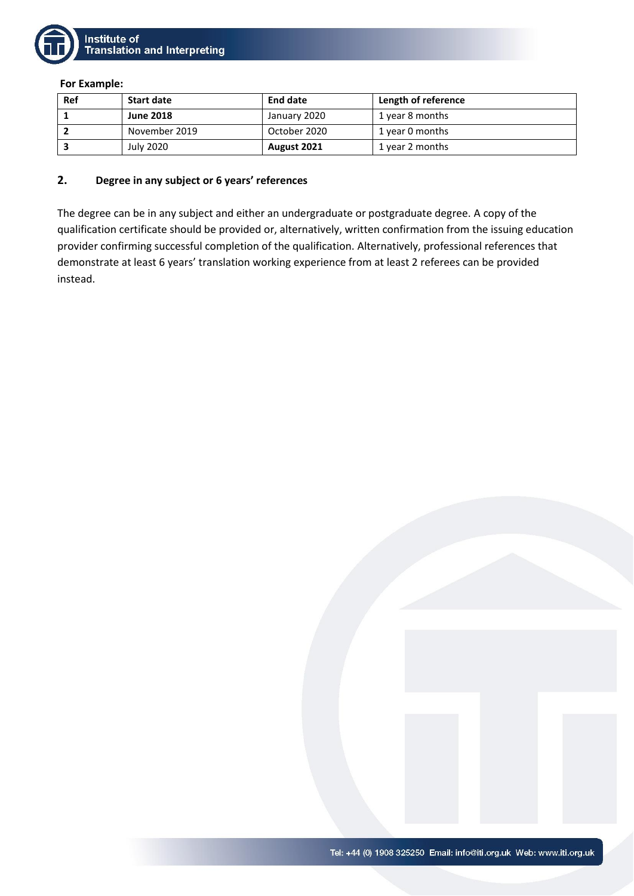**For Example:**

| Ref | Start date | End date | Length of reference |
|---|---|---|---|
| 1 | **June 2018** | January 2020 | 1 year 8 months |
| 2 | November 2019 | October 2020 | 1 year 0 months |
| 3 | July 2020 | **August 2021** | 1 year 2 months |

## 2. Degree in any subject or 6 years' references

The degree can be in any subject and either an undergraduate or postgraduate degree. A copy of the qualification certificate should be provided or, alternatively, written confirmation from the issuing education provider confirming successful completion of the qualification. Alternatively, professional references that demonstrate at least 6 years' translation working experience from at least 2 referees can be provided instead.